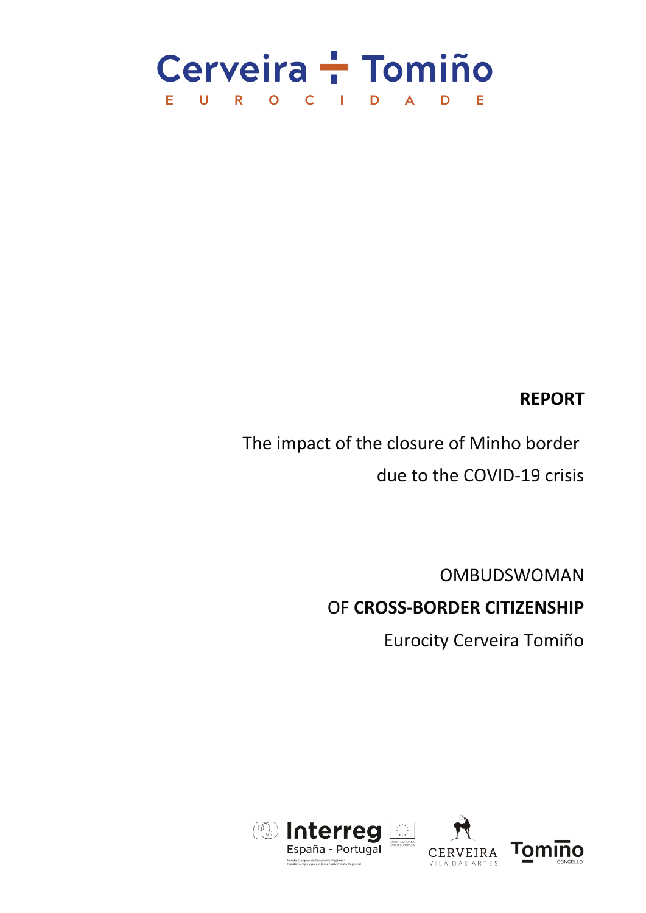Cerveira + Tomiño

EUROCIDADE

**REPORT**

The impact of the closure of Minho border due to the COVID-19 crisis

OMBUDSWOMAN

OF **CROSS-BORDER CITIZENSHIP**

Eurocity Cerveira Tomiño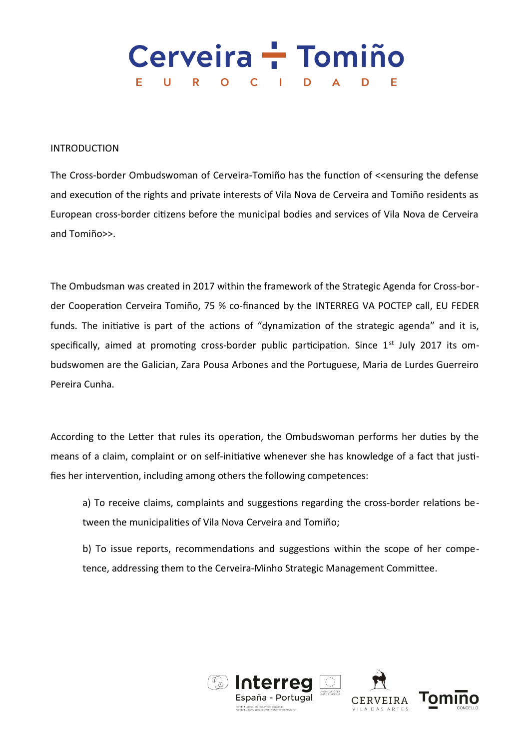## INTRODUCTION

The Cross-border Ombudswoman of Cerveira-Tomiño has the function of <<ensuring the defense and execution of the rights and private interests of Vila Nova de Cerveira and Tomiño residents as European cross-border citizens before the municipal bodies and services of Vila Nova de Cerveira and Tomiño>>.

The Ombudsman was created in 2017 within the framework of the Strategic Agenda for Cross-border Cooperation Cerveira Tomiño, 75 % co-financed by the INTERREG VA POCTEP call, EU FEDER funds. The initiative is part of the actions of "dynamization of the strategic agenda" and it is, specifically, aimed at promoting cross-border public participation. Since 1st July 2017 its ombudswomen are the Galician, Zara Pousa Arbones and the Portuguese, Maria de Lurdes Guerreiro Pereira Cunha.

According to the Letter that rules its operation, the Ombudswoman performs her duties by the means of a claim, complaint or on self-initiative whenever she has knowledge of a fact that justifies her intervention, including among others the following competences:

a) To receive claims, complaints and suggestions regarding the cross-border relations between the municipalities of Vila Nova Cerveira and Tomiño;

b) To issue reports, recommendations and suggestions within the scope of her competence, addressing them to the Cerveira-Minho Strategic Management Committee.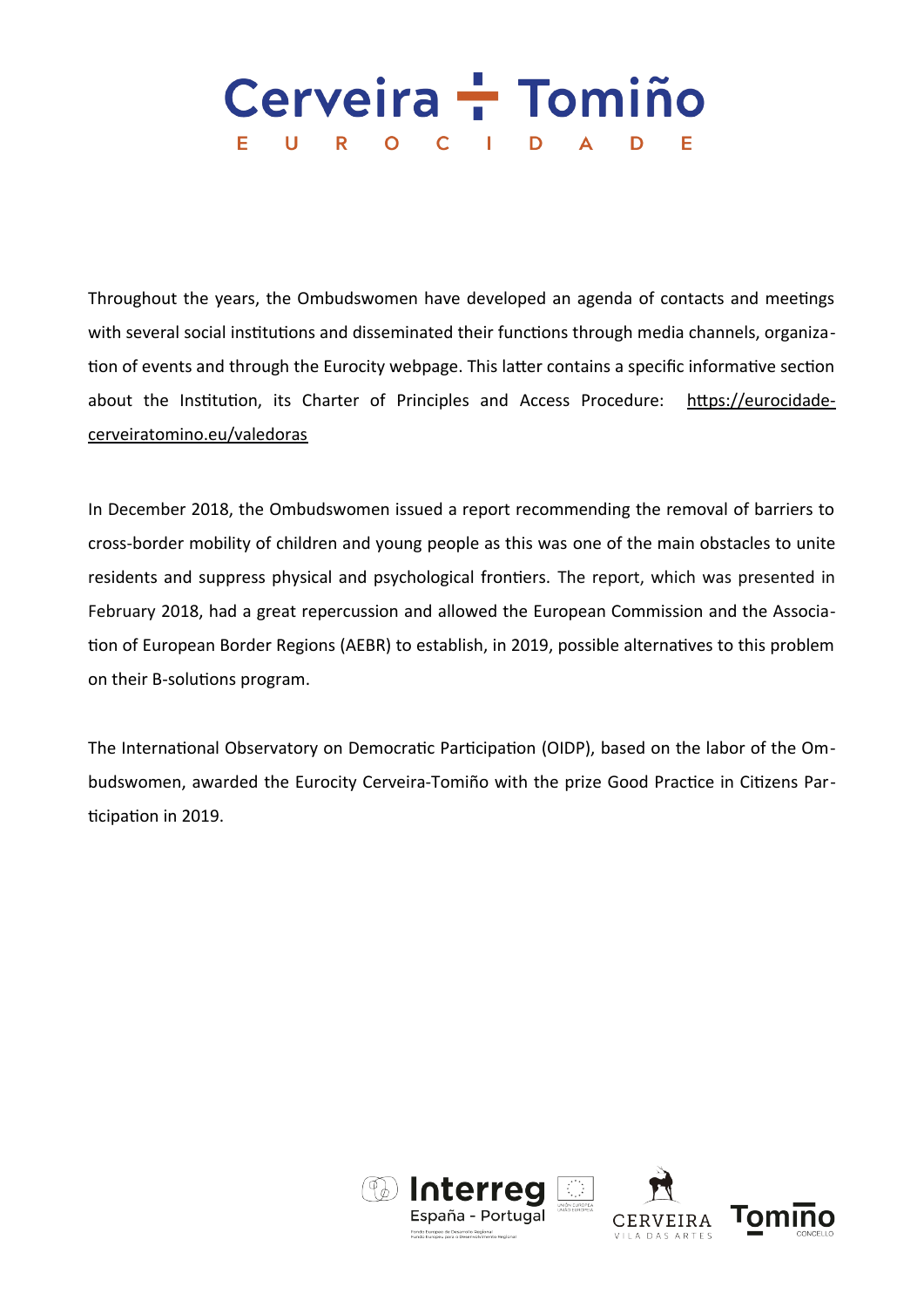Throughout the years, the Ombudswomen have developed an agenda of contacts and meetings with several social institutions and disseminated their functions through media channels, organization of events and through the Eurocity webpage. This latter contains a specific informative section about the Institution, its Charter of Principles and Access Procedure: https://eurocidade-cerveiratomino.eu/valedoras

In December 2018, the Ombudswomen issued a report recommending the removal of barriers to cross-border mobility of children and young people as this was one of the main obstacles to unite residents and suppress physical and psychological frontiers. The report, which was presented in February 2018, had a great repercussion and allowed the European Commission and the Association of European Border Regions (AEBR) to establish, in 2019, possible alternatives to this problem on their B-solutions program.

The International Observatory on Democratic Participation (OIDP), based on the labor of the Ombudswomen, awarded the Eurocity Cerveira-Tomiño with the prize Good Practice in Citizens Participation in 2019.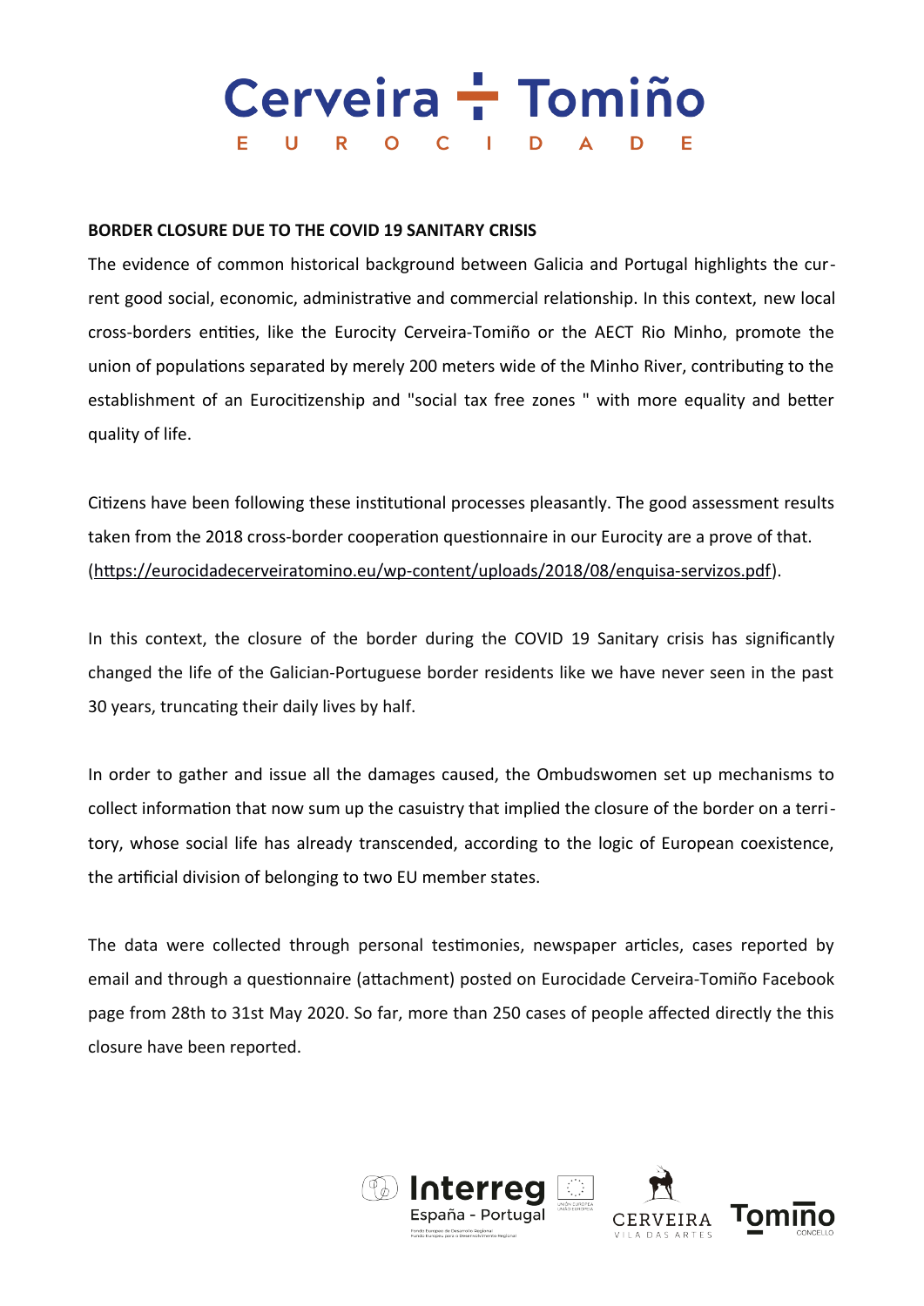**BORDER CLOSURE DUE TO THE COVID 19 SANITARY CRISIS**

The evidence of common historical background between Galicia and Portugal highlights the current good social, economic, administrative and commercial relationship. In this context, new local cross-borders entities, like the Eurocity Cerveira-Tomiño or the AECT Rio Minho, promote the union of populations separated by merely 200 meters wide of the Minho River, contributing to the establishment of an Eurocitizenship and "social tax free zones " with more equality and better quality of life.

Citizens have been following these institutional processes pleasantly. The good assessment results taken from the 2018 cross-border cooperation questionnaire in our Eurocity are a prove of that. (https://eurocidadecerveiratomino.eu/wp-content/uploads/2018/08/enquisa-servizos.pdf).

In this context, the closure of the border during the COVID 19 Sanitary crisis has significantly changed the life of the Galician-Portuguese border residents like we have never seen in the past 30 years, truncating their daily lives by half.

In order to gather and issue all the damages caused, the Ombudswomen set up mechanisms to collect information that now sum up the casuistry that implied the closure of the border on a territory, whose social life has already transcended, according to the logic of European coexistence, the artificial division of belonging to two EU member states.

The data were collected through personal testimonies, newspaper articles, cases reported by email and through a questionnaire (attachment) posted on Eurocidade Cerveira-Tomiño Facebook page from 28th to 31st May 2020. So far, more than 250 cases of people affected directly the this closure have been reported.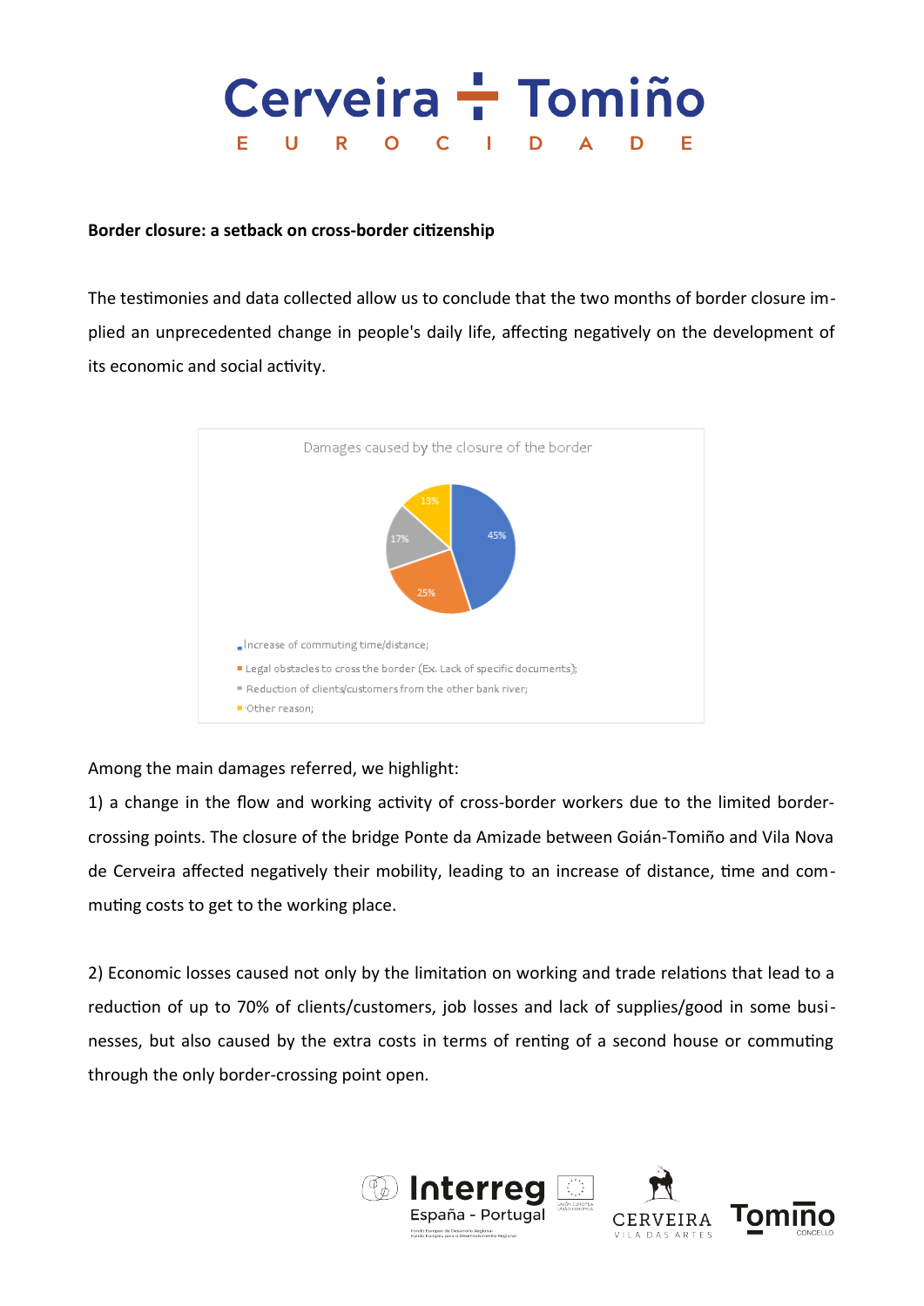**Border closure: a setback on cross-border citizenship**

The testimonies and data collected allow us to conclude that the two months of border closure implied an unprecedented change in people's daily life, affecting negatively on the development of its economic and social activity.

Damages caused by the closure of the border

| Damage | % |
|---|---|
| Increase of commuting time/distance; | 45% |
| Legal obstacles to cross the border (Ex. Lack of specific documents); | 25% |
| Reduction of clients/customers from the other bank river; | 17% |
| Other reason; | 13% |

Among the main damages referred, we highlight:

1) a change in the flow and working activity of cross-border workers due to the limited border-crossing points. The closure of the bridge Ponte da Amizade between Goián-Tomiño and Vila Nova de Cerveira affected negatively their mobility, leading to an increase of distance, time and commuting costs to get to the working place.

2) Economic losses caused not only by the limitation on working and trade relations that lead to a reduction of up to 70% of clients/customers, job losses and lack of supplies/good in some businesses, but also caused by the extra costs in terms of renting of a second house or commuting through the only border-crossing point open.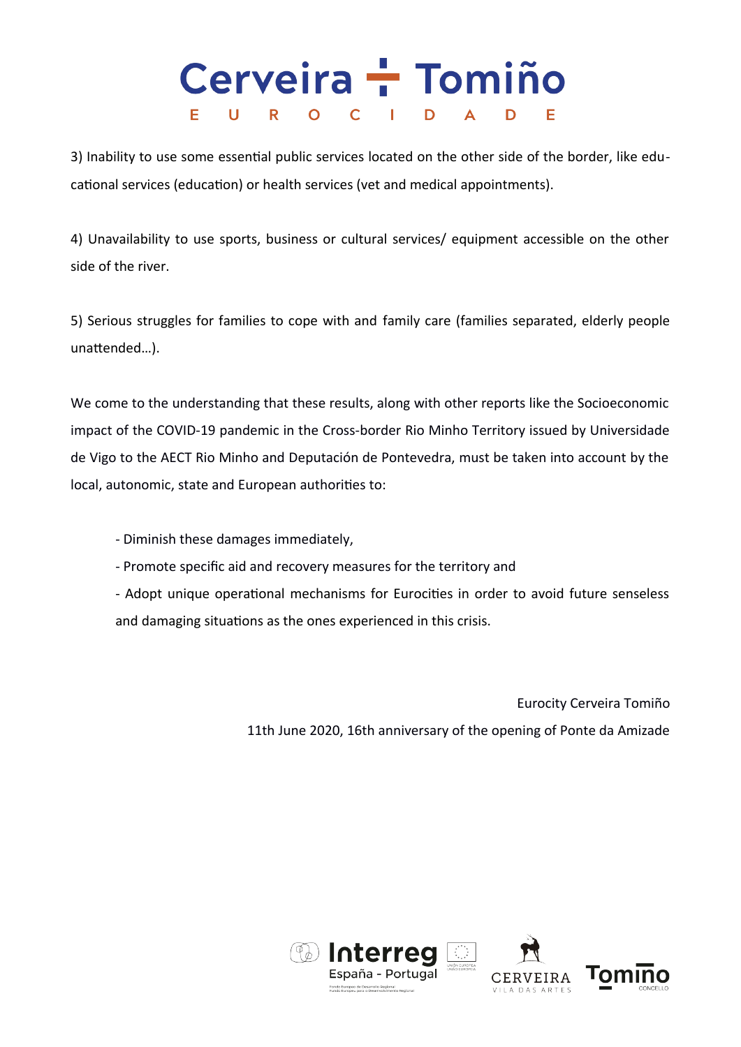3) Inability to use some essential public services located on the other side of the border, like educational services (education) or health services (vet and medical appointments).

4) Unavailability to use sports, business or cultural services/ equipment accessible on the other side of the river.

5) Serious struggles for families to cope with and family care (families separated, elderly people unattended…).

We come to the understanding that these results, along with other reports like the Socioeconomic impact of the COVID-19 pandemic in the Cross-border Rio Minho Territory issued by Universidade de Vigo to the AECT Rio Minho and Deputación de Pontevedra, must be taken into account by the local, autonomic, state and European authorities to:

- Diminish these damages immediately,
- Promote specific aid and recovery measures for the territory and
- Adopt unique operational mechanisms for Eurocities in order to avoid future senseless and damaging situations as the ones experienced in this crisis.

Eurocity Cerveira Tomiño

11th June 2020, 16th anniversary of the opening of Ponte da Amizade